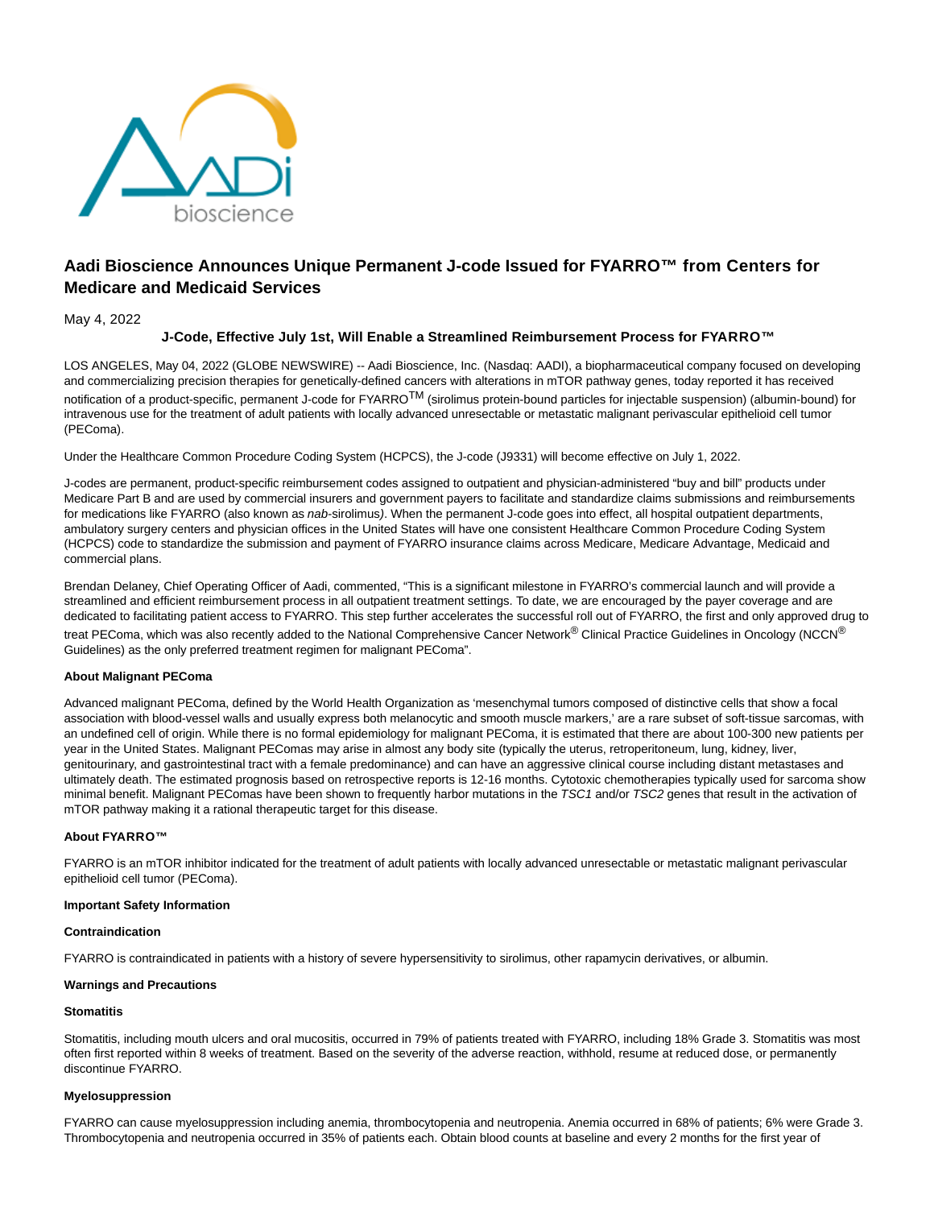# Aadi Bioscience Announces Unique Permanent J-code Issued for FYARRO™ from Centers for Medicare and Medicaid Services

May 4, 2022

### J-Code, Effective July 1st, Will Enable a Streamlined Reimbursement Process for FYARRO™

LOS ANGELES, May 04, 2022 (GLOBE NEWSWIRE) -- Aadi Bioscience, Inc. (Nasdaq: AADI), a biopharmaceutical company focused on developing and commercializing precision therapies for genetically-defined cancers with alterations in mTOR pathway genes, today reported it has received notification of a product-specific, permanent J-code for FYARRO™ (sirolimus protein-bound particles for injectable suspension) (albumin-bound) for intravenous use for the treatment of adult patients with locally advanced unresectable or metastatic malignant perivascular epithelioid cell tumor (PEComa).

Under the Healthcare Common Procedure Coding System (HCPCS), the J-code (J9331) will become effective on July 1, 2022.

J-codes are permanent, product-specific reimbursement codes assigned to outpatient and physician-administered "buy and bill" products under Medicare Part B and are used by commercial insurers and government payers to facilitate and standardize claims submissions and reimbursements for medications like FYARRO (also known as *nab*-sirolimus). When the permanent J-code goes into effect, all hospital outpatient departments, ambulatory surgery centers and physician offices in the United States will have one consistent Healthcare Common Procedure Coding System (HCPCS) code to standardize the submission and payment of FYARRO insurance claims across Medicare, Medicare Advantage, Medicaid and commercial plans.

Brendan Delaney, Chief Operating Officer of Aadi, commented, "This is a significant milestone in FYARRO's commercial launch and will provide a streamlined and efficient reimbursement process in all outpatient treatment settings. To date, we are encouraged by the payer coverage and are dedicated to facilitating patient access to FYARRO. This step further accelerates the successful roll out of FYARRO, the first and only approved drug to treat PEComa, which was also recently added to the National Comprehensive Cancer Network® Clinical Practice Guidelines in Oncology (NCCN® Guidelines) as the only preferred treatment regimen for malignant PEComa".

**About Malignant PEComa**

Advanced malignant PEComa, defined by the World Health Organization as 'mesenchymal tumors composed of distinctive cells that show a focal association with blood-vessel walls and usually express both melanocytic and smooth muscle markers,' are a rare subset of soft-tissue sarcomas, with an undefined cell of origin. While there is no formal epidemiology for malignant PEComa, it is estimated that there are about 100-300 new patients per year in the United States. Malignant PEComas may arise in almost any body site (typically the uterus, retroperitoneum, lung, kidney, liver, genitourinary, and gastrointestinal tract with a female predominance) and can have an aggressive clinical course including distant metastases and ultimately death. The estimated prognosis based on retrospective reports is 12-16 months. Cytotoxic chemotherapies typically used for sarcoma show minimal benefit. Malignant PEComas have been shown to frequently harbor mutations in the *TSC1* and/or *TSC2* genes that result in the activation of mTOR pathway making it a rational therapeutic target for this disease.

**About FYARRO™**

FYARRO is an mTOR inhibitor indicated for the treatment of adult patients with locally advanced unresectable or metastatic malignant perivascular epithelioid cell tumor (PEComa).

**Important Safety Information**

**Contraindication**

FYARRO is contraindicated in patients with a history of severe hypersensitivity to sirolimus, other rapamycin derivatives, or albumin.

**Warnings and Precautions**

**Stomatitis**

Stomatitis, including mouth ulcers and oral mucositis, occurred in 79% of patients treated with FYARRO, including 18% Grade 3. Stomatitis was most often first reported within 8 weeks of treatment. Based on the severity of the adverse reaction, withhold, resume at reduced dose, or permanently discontinue FYARRO.

**Myelosuppression**

FYARRO can cause myelosuppression including anemia, thrombocytopenia and neutropenia. Anemia occurred in 68% of patients; 6% were Grade 3. Thrombocytopenia and neutropenia occurred in 35% of patients each. Obtain blood counts at baseline and every 2 months for the first year of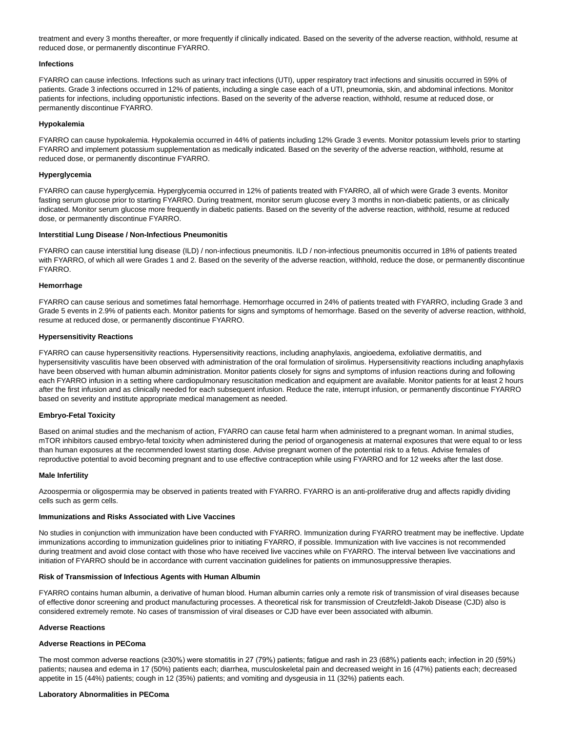treatment and every 3 months thereafter, or more frequently if clinically indicated. Based on the severity of the adverse reaction, withhold, resume at reduced dose, or permanently discontinue FYARRO.

**Infections**

FYARRO can cause infections. Infections such as urinary tract infections (UTI), upper respiratory tract infections and sinusitis occurred in 59% of patients. Grade 3 infections occurred in 12% of patients, including a single case each of a UTI, pneumonia, skin, and abdominal infections. Monitor patients for infections, including opportunistic infections. Based on the severity of the adverse reaction, withhold, resume at reduced dose, or permanently discontinue FYARRO.

**Hypokalemia**

FYARRO can cause hypokalemia. Hypokalemia occurred in 44% of patients including 12% Grade 3 events. Monitor potassium levels prior to starting FYARRO and implement potassium supplementation as medically indicated. Based on the severity of the adverse reaction, withhold, resume at reduced dose, or permanently discontinue FYARRO.

**Hyperglycemia**

FYARRO can cause hyperglycemia. Hyperglycemia occurred in 12% of patients treated with FYARRO, all of which were Grade 3 events. Monitor fasting serum glucose prior to starting FYARRO. During treatment, monitor serum glucose every 3 months in non-diabetic patients, or as clinically indicated. Monitor serum glucose more frequently in diabetic patients. Based on the severity of the adverse reaction, withhold, resume at reduced dose, or permanently discontinue FYARRO.

**Interstitial Lung Disease / Non-Infectious Pneumonitis**

FYARRO can cause interstitial lung disease (ILD) / non-infectious pneumonitis. ILD / non-infectious pneumonitis occurred in 18% of patients treated with FYARRO, of which all were Grades 1 and 2. Based on the severity of the adverse reaction, withhold, reduce the dose, or permanently discontinue FYARRO.

**Hemorrhage**

FYARRO can cause serious and sometimes fatal hemorrhage. Hemorrhage occurred in 24% of patients treated with FYARRO, including Grade 3 and Grade 5 events in 2.9% of patients each. Monitor patients for signs and symptoms of hemorrhage. Based on the severity of adverse reaction, withhold, resume at reduced dose, or permanently discontinue FYARRO.

**Hypersensitivity Reactions**

FYARRO can cause hypersensitivity reactions. Hypersensitivity reactions, including anaphylaxis, angioedema, exfoliative dermatitis, and hypersensitivity vasculitis have been observed with administration of the oral formulation of sirolimus. Hypersensitivity reactions including anaphylaxis have been observed with human albumin administration. Monitor patients closely for signs and symptoms of infusion reactions during and following each FYARRO infusion in a setting where cardiopulmonary resuscitation medication and equipment are available. Monitor patients for at least 2 hours after the first infusion and as clinically needed for each subsequent infusion. Reduce the rate, interrupt infusion, or permanently discontinue FYARRO based on severity and institute appropriate medical management as needed.

**Embryo-Fetal Toxicity**

Based on animal studies and the mechanism of action, FYARRO can cause fetal harm when administered to a pregnant woman. In animal studies, mTOR inhibitors caused embryo-fetal toxicity when administered during the period of organogenesis at maternal exposures that were equal to or less than human exposures at the recommended lowest starting dose. Advise pregnant women of the potential risk to a fetus. Advise females of reproductive potential to avoid becoming pregnant and to use effective contraception while using FYARRO and for 12 weeks after the last dose.

**Male Infertility**

Azoospermia or oligospermia may be observed in patients treated with FYARRO. FYARRO is an anti-proliferative drug and affects rapidly dividing cells such as germ cells.

**Immunizations and Risks Associated with Live Vaccines**

No studies in conjunction with immunization have been conducted with FYARRO. Immunization during FYARRO treatment may be ineffective. Update immunizations according to immunization guidelines prior to initiating FYARRO, if possible. Immunization with live vaccines is not recommended during treatment and avoid close contact with those who have received live vaccines while on FYARRO. The interval between live vaccinations and initiation of FYARRO should be in accordance with current vaccination guidelines for patients on immunosuppressive therapies.

**Risk of Transmission of Infectious Agents with Human Albumin**

FYARRO contains human albumin, a derivative of human blood. Human albumin carries only a remote risk of transmission of viral diseases because of effective donor screening and product manufacturing processes. A theoretical risk for transmission of Creutzfeldt-Jakob Disease (CJD) also is considered extremely remote. No cases of transmission of viral diseases or CJD have ever been associated with albumin.

**Adverse Reactions**

**Adverse Reactions in PEComa**

The most common adverse reactions (≥30%) were stomatitis in 27 (79%) patients; fatigue and rash in 23 (68%) patients each; infection in 20 (59%) patients; nausea and edema in 17 (50%) patients each; diarrhea, musculoskeletal pain and decreased weight in 16 (47%) patients each; decreased appetite in 15 (44%) patients; cough in 12 (35%) patients; and vomiting and dysgeusia in 11 (32%) patients each.

**Laboratory Abnormalities in PEComa**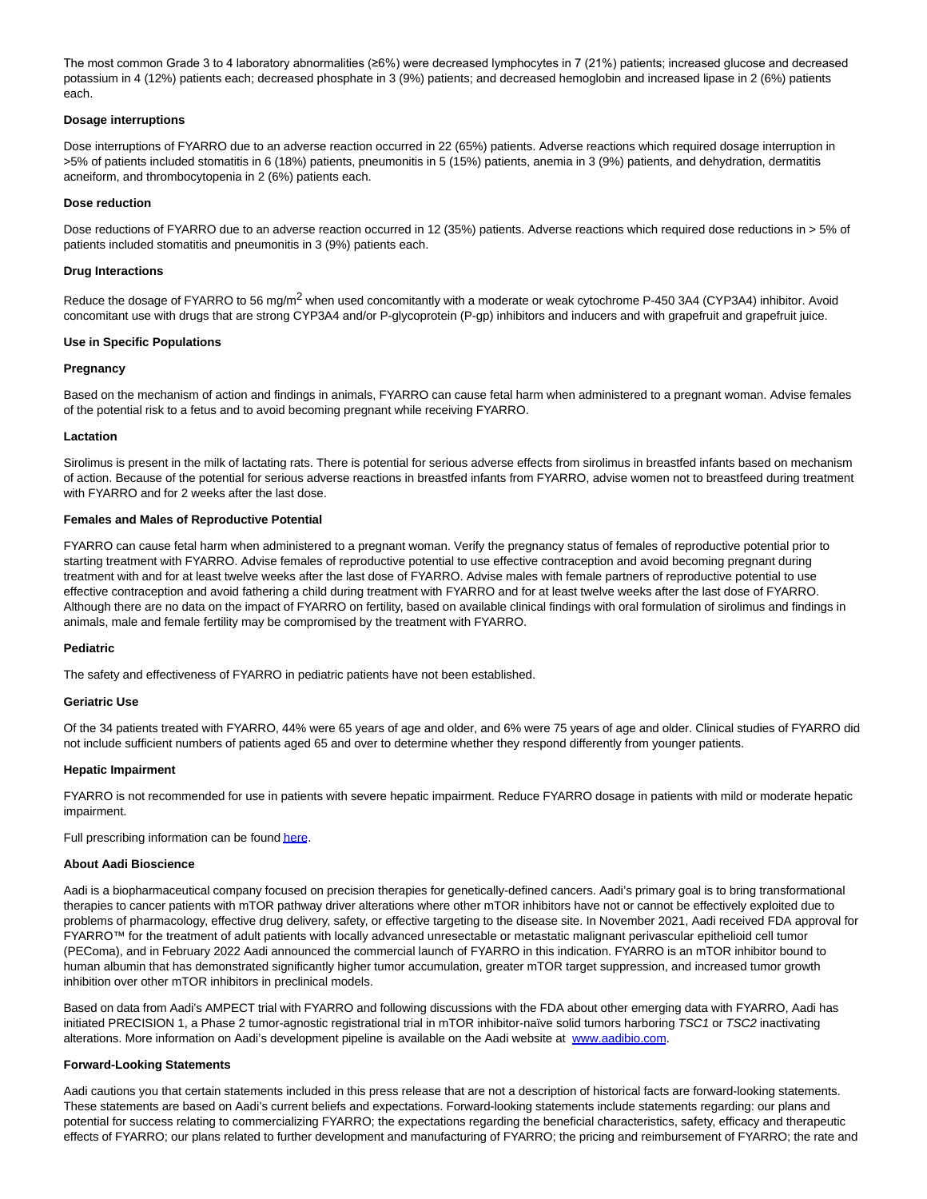The most common Grade 3 to 4 laboratory abnormalities (≥6%) were decreased lymphocytes in 7 (21%) patients; increased glucose and decreased potassium in 4 (12%) patients each; decreased phosphate in 3 (9%) patients; and decreased hemoglobin and increased lipase in 2 (6%) patients each.

**Dosage interruptions**

Dose interruptions of FYARRO due to an adverse reaction occurred in 22 (65%) patients. Adverse reactions which required dosage interruption in >5% of patients included stomatitis in 6 (18%) patients, pneumonitis in 5 (15%) patients, anemia in 3 (9%) patients, and dehydration, dermatitis acneiform, and thrombocytopenia in 2 (6%) patients each.

**Dose reduction**

Dose reductions of FYARRO due to an adverse reaction occurred in 12 (35%) patients. Adverse reactions which required dose reductions in > 5% of patients included stomatitis and pneumonitis in 3 (9%) patients each.

**Drug Interactions**

Reduce the dosage of FYARRO to 56 mg/$m^2$ when used concomitantly with a moderate or weak cytochrome P-450 3A4 (CYP3A4) inhibitor. Avoid concomitant use with drugs that are strong CYP3A4 and/or P-glycoprotein (P-gp) inhibitors and inducers and with grapefruit and grapefruit juice.

**Use in Specific Populations**

**Pregnancy**

Based on the mechanism of action and findings in animals, FYARRO can cause fetal harm when administered to a pregnant woman. Advise females of the potential risk to a fetus and to avoid becoming pregnant while receiving FYARRO.

**Lactation**

Sirolimus is present in the milk of lactating rats. There is potential for serious adverse effects from sirolimus in breastfed infants based on mechanism of action. Because of the potential for serious adverse reactions in breastfed infants from FYARRO, advise women not to breastfeed during treatment with FYARRO and for 2 weeks after the last dose.

**Females and Males of Reproductive Potential**

FYARRO can cause fetal harm when administered to a pregnant woman. Verify the pregnancy status of females of reproductive potential prior to starting treatment with FYARRO. Advise females of reproductive potential to use effective contraception and avoid becoming pregnant during treatment with and for at least twelve weeks after the last dose of FYARRO. Advise males with female partners of reproductive potential to use effective contraception and avoid fathering a child during treatment with FYARRO and for at least twelve weeks after the last dose of FYARRO. Although there are no data on the impact of FYARRO on fertility, based on available clinical findings with oral formulation of sirolimus and findings in animals, male and female fertility may be compromised by the treatment with FYARRO.

**Pediatric**

The safety and effectiveness of FYARRO in pediatric patients have not been established.

**Geriatric Use**

Of the 34 patients treated with FYARRO, 44% were 65 years of age and older, and 6% were 75 years of age and older. Clinical studies of FYARRO did not include sufficient numbers of patients aged 65 and over to determine whether they respond differently from younger patients.

**Hepatic Impairment**

FYARRO is not recommended for use in patients with severe hepatic impairment. Reduce FYARRO dosage in patients with mild or moderate hepatic impairment.

Full prescribing information can be found here.

**About Aadi Bioscience**

Aadi is a biopharmaceutical company focused on precision therapies for genetically-defined cancers. Aadi's primary goal is to bring transformational therapies to cancer patients with mTOR pathway driver alterations where other mTOR inhibitors have not or cannot be effectively exploited due to problems of pharmacology, effective drug delivery, safety, or effective targeting to the disease site. In November 2021, Aadi received FDA approval for FYARRO™ for the treatment of adult patients with locally advanced unresectable or metastatic malignant perivascular epithelioid cell tumor (PEComa), and in February 2022 Aadi announced the commercial launch of FYARRO in this indication. FYARRO is an mTOR inhibitor bound to human albumin that has demonstrated significantly higher tumor accumulation, greater mTOR target suppression, and increased tumor growth inhibition over other mTOR inhibitors in preclinical models.

Based on data from Aadi's AMPECT trial with FYARRO and following discussions with the FDA about other emerging data with FYARRO, Aadi has initiated PRECISION 1, a Phase 2 tumor-agnostic registrational trial in mTOR inhibitor-naïve solid tumors harboring *TSC1* or *TSC2* inactivating alterations. More information on Aadi's development pipeline is available on the Aadi website at www.aadibio.com.

**Forward-Looking Statements**

Aadi cautions you that certain statements included in this press release that are not a description of historical facts are forward-looking statements. These statements are based on Aadi's current beliefs and expectations. Forward-looking statements include statements regarding: our plans and potential for success relating to commercializing FYARRO; the expectations regarding the beneficial characteristics, safety, efficacy and therapeutic effects of FYARRO; our plans related to further development and manufacturing of FYARRO; the pricing and reimbursement of FYARRO; the rate and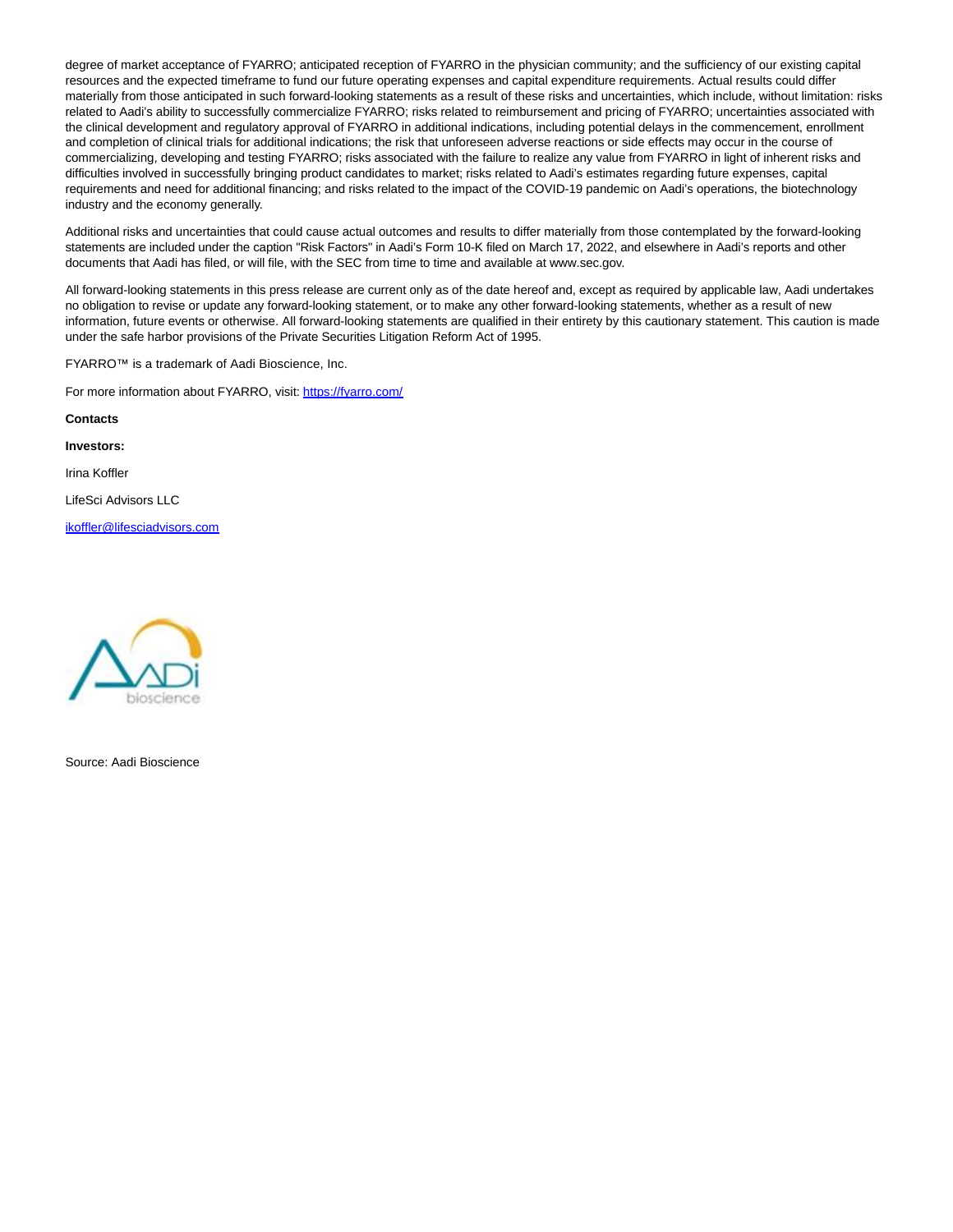degree of market acceptance of FYARRO; anticipated reception of FYARRO in the physician community; and the sufficiency of our existing capital resources and the expected timeframe to fund our future operating expenses and capital expenditure requirements. Actual results could differ materially from those anticipated in such forward-looking statements as a result of these risks and uncertainties, which include, without limitation: risks related to Aadi's ability to successfully commercialize FYARRO; risks related to reimbursement and pricing of FYARRO; uncertainties associated with the clinical development and regulatory approval of FYARRO in additional indications, including potential delays in the commencement, enrollment and completion of clinical trials for additional indications; the risk that unforeseen adverse reactions or side effects may occur in the course of commercializing, developing and testing FYARRO; risks associated with the failure to realize any value from FYARRO in light of inherent risks and difficulties involved in successfully bringing product candidates to market; risks related to Aadi's estimates regarding future expenses, capital requirements and need for additional financing; and risks related to the impact of the COVID-19 pandemic on Aadi's operations, the biotechnology industry and the economy generally.

Additional risks and uncertainties that could cause actual outcomes and results to differ materially from those contemplated by the forward-looking statements are included under the caption "Risk Factors" in Aadi's Form 10-K filed on March 17, 2022, and elsewhere in Aadi's reports and other documents that Aadi has filed, or will file, with the SEC from time to time and available at www.sec.gov.

All forward-looking statements in this press release are current only as of the date hereof and, except as required by applicable law, Aadi undertakes no obligation to revise or update any forward-looking statement, or to make any other forward-looking statements, whether as a result of new information, future events or otherwise. All forward-looking statements are qualified in their entirety by this cautionary statement. This caution is made under the safe harbor provisions of the Private Securities Litigation Reform Act of 1995.

FYARRO™ is a trademark of Aadi Bioscience, Inc.

For more information about FYARRO, visit: https://fyarro.com/

**Contacts**

**Investors:**

Irina Koffler

LifeSci Advisors LLC

ikoffler@lifesciadvisors.com

Source: Aadi Bioscience